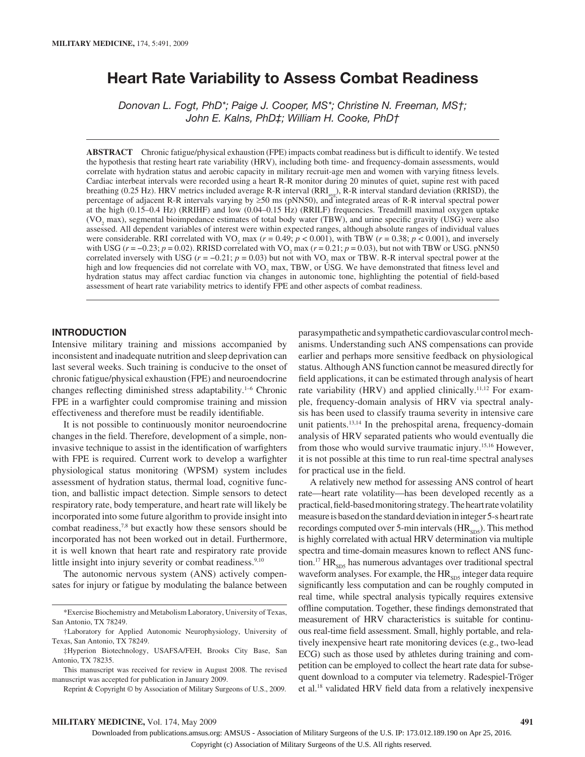# Heart Rate Variability to Assess Combat Readiness

*Donovan L. Fogt, PhD\*; Paige J. Cooper, MS\*; Christine N. Freeman, MS†; John E. Kalns, PhD‡; William H. Cooke, PhD†*

**ABSTRACT** Chronic fatigue/physical exhaustion (FPE) impacts combat readiness but is difficult to identify. We tested the hypothesis that resting heart rate variability (HRV), including both time- and frequency-domain assessments, would correlate with hydration status and aerobic capacity in military recruit-age men and women with varying fitness levels. Cardiac interbeat intervals were recorded using a heart R-R monitor during 20 minutes of quiet, supine rest with paced breathing (0.25 Hz). HRV metrics included average R-R interval ($RRI_{avg}$), R-R interval standard deviation (RRISD), the percentage of adjacent R-R intervals varying by ≥50 ms (pNN50), and integrated areas of R-R interval spectral power at the high (0.15–0.4 Hz) (RRIHF) and low (0.04–0.15 Hz) (RRILF) frequencies. Treadmill maximal oxygen uptake ($VO_2$ max), segmental bioimpedance estimates of total body water (TBW), and urine specific gravity (USG) were also assessed. All dependent variables of interest were within expected ranges, although absolute ranges of individual values were considerable. RRI correlated with $VO_2$ max ($r = 0.49$; $p < 0.001$), with TBW ($r = 0.38$; $p < 0.001$), and inversely with USG ($r = -0.23$; $p = 0.02$). RRISD correlated with $VO_2$ max ($r = 0.21$; $p = 0.03$), but not with TBW or USG. pNN50 correlated inversely with USG ($r = -0.21$; $p = 0.03$) but not with $VO_2$ max or TBW. R-R interval spectral power at the high and low frequencies did not correlate with $VO_2$ max, TBW, or USG. We have demonstrated that fitness level and hydration status may affect cardiac function via changes in autonomic tone, highlighting the potential of field-based assessment of heart rate variability metrics to identify FPE and other aspects of combat readiness.

## INTRODUCTION

Intensive military training and missions accompanied by inconsistent and inadequate nutrition and sleep deprivation can last several weeks. Such training is conducive to the onset of chronic fatigue/physical exhaustion (FPE) and neuroendocrine changes reflecting diminished stress adaptability.[1–6] Chronic FPE in a warfighter could compromise training and mission effectiveness and therefore must be readily identifiable.

It is not possible to continuously monitor neuroendocrine changes in the field. Therefore, development of a simple, noninvasive technique to assist in the identification of warfighters with FPE is required. Current work to develop a warfighter physiological status monitoring (WPSM) system includes assessment of hydration status, thermal load, cognitive function, and ballistic impact detection. Simple sensors to detect respiratory rate, body temperature, and heart rate will likely be incorporated into some future algorithm to provide insight into combat readiness,[7,8] but exactly how these sensors should be incorporated has not been worked out in detail. Furthermore, it is well known that heart rate and respiratory rate provide little insight into injury severity or combat readiness.[9,10]

The autonomic nervous system (ANS) actively compensates for injury or fatigue by modulating the balance between parasympathetic and sympathetic cardiovascular control mechanisms. Understanding such ANS compensations can provide earlier and perhaps more sensitive feedback on physiological status. Although ANS function cannot be measured directly for field applications, it can be estimated through analysis of heart rate variability (HRV) and applied clinically.[11,12] For example, frequency-domain analysis of HRV via spectral analysis has been used to classify trauma severity in intensive care unit patients.[13,14] In the prehospital arena, frequency-domain analysis of HRV separated patients who would eventually die from those who would survive traumatic injury.[15,16] However, it is not possible at this time to run real-time spectral analyses for practical use in the field.

A relatively new method for assessing ANS control of heart rate—heart rate volatility—has been developed recently as a practical, field-based monitoring strategy. The heart rate volatility measure is based on the standard deviation in integer 5-s heart rate recordings computed over 5-min intervals ($HR_{SD5}$). This method is highly correlated with actual HRV determination via multiple spectra and time-domain measures known to reflect ANS function.[17] $HR_{SD5}$ has numerous advantages over traditional spectral waveform analyses. For example, the $HR_{SD5}$ integer data require significantly less computation and can be roughly computed in real time, while spectral analysis typically requires extensive offline computation. Together, these findings demonstrated that measurement of HRV characteristics is suitable for continuous real-time field assessment. Small, highly portable, and relatively inexpensive heart rate monitoring devices (e.g., two-lead ECG) such as those used by athletes during training and competition can be employed to collect the heart rate data for subsequent download to a computer via telemetry. Radespiel-Tröger et al.[18] validated HRV field data from a relatively inexpensive

---

\*Exercise Biochemistry and Metabolism Laboratory, University of Texas, San Antonio, TX 78249.

†Laboratory for Applied Autonomic Neurophysiology, University of Texas, San Antonio, TX 78249.

‡Hyperion Biotechnology, USAFSA/FEH, Brooks City Base, San Antonio, TX 78235.

This manuscript was received for review in August 2008. The revised manuscript was accepted for publication in January 2009.

Reprint & Copyright © by Association of Military Surgeons of U.S., 2009.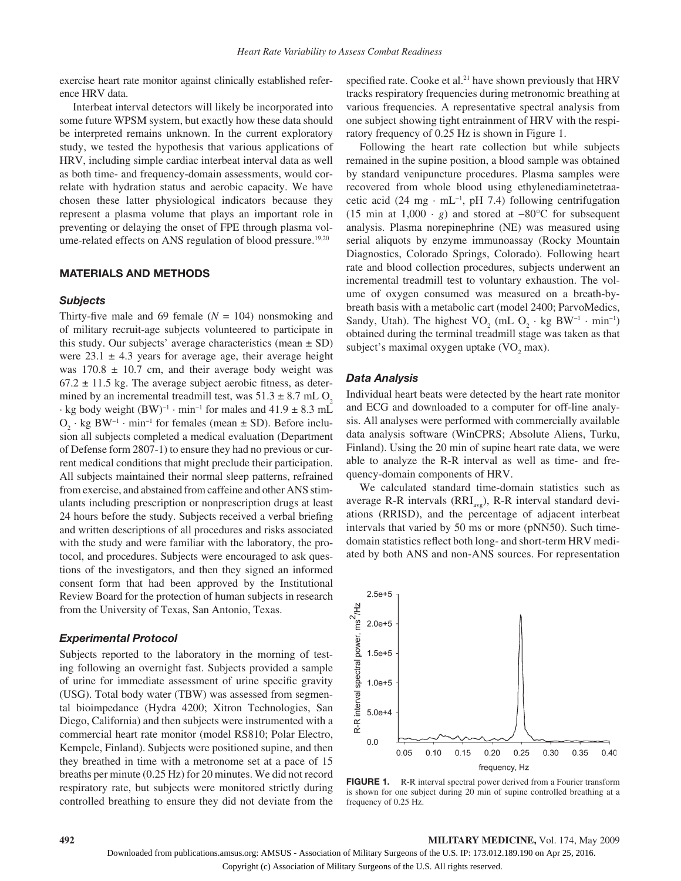exercise heart rate monitor against clinically established reference HRV data.

Interbeat interval detectors will likely be incorporated into some future WPSM system, but exactly how these data should be interpreted remains unknown. In the current exploratory study, we tested the hypothesis that various applications of HRV, including simple cardiac interbeat interval data as well as both time- and frequency-domain assessments, would correlate with hydration status and aerobic capacity. We have chosen these latter physiological indicators because they represent a plasma volume that plays an important role in preventing or delaying the onset of FPE through plasma volume-related effects on ANS regulation of blood pressure.[19,20]

## MATERIALS AND METHODS

### *Subjects*

Thirty-five male and 69 female (*N* = 104) nonsmoking and of military recruit-age subjects volunteered to participate in this study. Our subjects' average characteristics (mean ± SD) were 23.1 ± 4.3 years for average age, their average height was 170.8 ± 10.7 cm, and their average body weight was 67.2 ± 11.5 kg. The average subject aerobic fitness, as determined by an incremental treadmill test, was 51.3 ± 8.7 mL $O_2 \cdot$ kg body weight $(BW)^{-1} \cdot min^{-1}$ for males and 41.9 ± 8.3 mL $O_2 \cdot$ kg $BW^{-1} \cdot min^{-1}$ for females (mean ± SD). Before inclusion all subjects completed a medical evaluation (Department of Defense form 2807-1) to ensure they had no previous or current medical conditions that might preclude their participation. All subjects maintained their normal sleep patterns, refrained from exercise, and abstained from caffeine and other ANS stimulants including prescription or nonprescription drugs at least 24 hours before the study. Subjects received a verbal briefing and written descriptions of all procedures and risks associated with the study and were familiar with the laboratory, the protocol, and procedures. Subjects were encouraged to ask questions of the investigators, and then they signed an informed consent form that had been approved by the Institutional Review Board for the protection of human subjects in research from the University of Texas, San Antonio, Texas.

### *Experimental Protocol*

Subjects reported to the laboratory in the morning of testing following an overnight fast. Subjects provided a sample of urine for immediate assessment of urine specific gravity (USG). Total body water (TBW) was assessed from segmental bioimpedance (Hydra 4200; Xitron Technologies, San Diego, California) and then subjects were instrumented with a commercial heart rate monitor (model RS810; Polar Electro, Kempele, Finland). Subjects were positioned supine, and then they breathed in time with a metronome set at a pace of 15 breaths per minute (0.25 Hz) for 20 minutes. We did not record respiratory rate, but subjects were monitored strictly during controlled breathing to ensure they did not deviate from the specified rate. Cooke et al.[21] have shown previously that HRV tracks respiratory frequencies during metronomic breathing at various frequencies. A representative spectral analysis from one subject showing tight entrainment of HRV with the respiratory frequency of 0.25 Hz is shown in Figure 1.

Following the heart rate collection but while subjects remained in the supine position, a blood sample was obtained by standard venipuncture procedures. Plasma samples were recovered from whole blood using ethylenediaminetetraacetic acid (24 mg · $mL^{-1}$, pH 7.4) following centrifugation (15 min at 1,000 · *g*) and stored at −80°C for subsequent analysis. Plasma norepinephrine (NE) was measured using serial aliquots by enzyme immunoassay (Rocky Mountain Diagnostics, Colorado Springs, Colorado). Following heart rate and blood collection procedures, subjects underwent an incremental treadmill test to voluntary exhaustion. The volume of oxygen consumed was measured on a breath-by-breath basis with a metabolic cart (model 2400; ParvoMedics, Sandy, Utah). The highest $VO_2$ (mL $O_2 \cdot$ kg $BW^{-1} \cdot min^{-1}$) obtained during the terminal treadmill stage was taken as that subject's maximal oxygen uptake ($VO_2$ max).

### *Data Analysis*

Individual heart beats were detected by the heart rate monitor and ECG and downloaded to a computer for off-line analysis. All analyses were performed with commercially available data analysis software (WinCPRS; Absolute Aliens, Turku, Finland). Using the 20 min of supine heart rate data, we were able to analyze the R-R interval as well as time- and frequency-domain components of HRV.

We calculated standard time-domain statistics such as average R-R intervals ($RRI_{avg}$), R-R interval standard deviations (RRISD), and the percentage of adjacent interbeat intervals that varied by 50 ms or more (pNN50). Such time-domain statistics reflect both long- and short-term HRV mediated by both ANS and non-ANS sources. For representation

**FIGURE 1.** R-R interval spectral power derived from a Fourier transform is shown for one subject during 20 min of supine controlled breathing at a frequency of 0.25 Hz.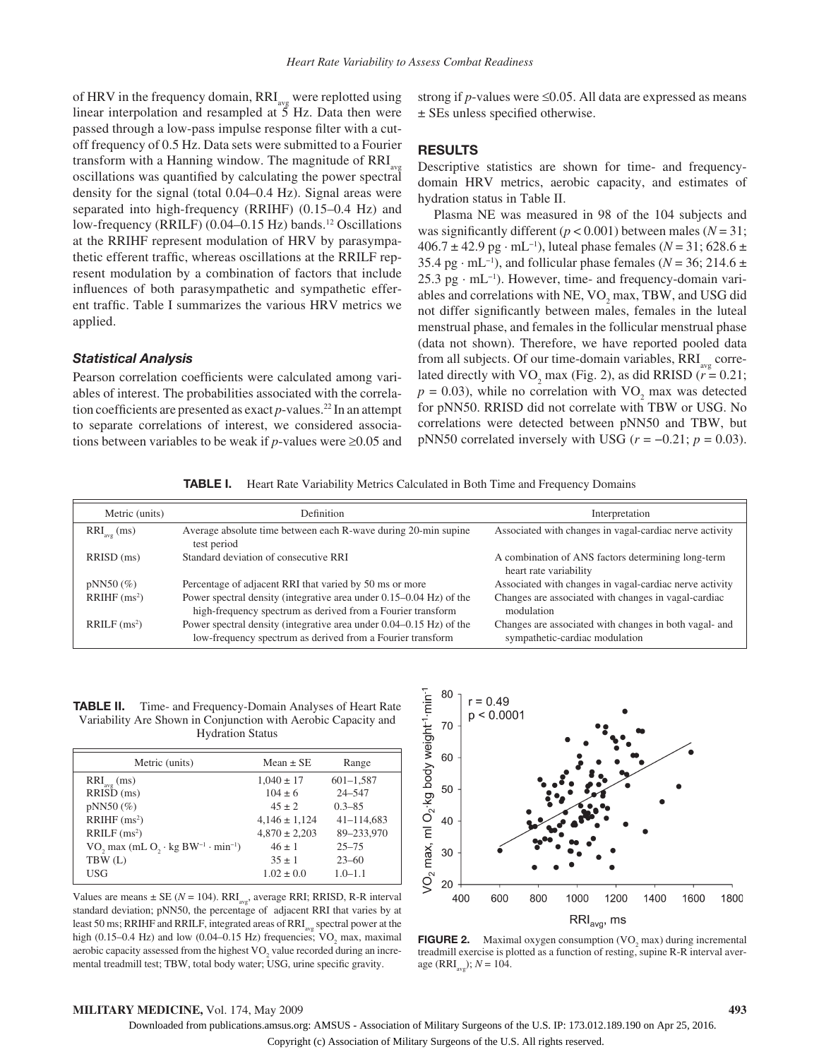of HRV in the frequency domain, $RRI_{avg}$ were replotted using linear interpolation and resampled at 5 Hz. Data then were passed through a low-pass impulse response filter with a cutoff frequency of 0.5 Hz. Data sets were submitted to a Fourier transform with a Hanning window. The magnitude of $RRI_{avg}$ oscillations was quantified by calculating the power spectral density for the signal (total 0.04–0.4 Hz). Signal areas were separated into high-frequency (RRIHF) (0.15–0.4 Hz) and low-frequency (RRILF) (0.04–0.15 Hz) bands.[12] Oscillations at the RRIHF represent modulation of HRV by parasympathetic efferent traffic, whereas oscillations at the RRILF represent modulation by a combination of factors that include influences of both parasympathetic and sympathetic efferent traffic. Table I summarizes the various HRV metrics we applied.

### Statistical Analysis

Pearson correlation coefficients were calculated among variables of interest. The probabilities associated with the correlation coefficients are presented as exact p-values.[22] In an attempt to separate correlations of interest, we considered associations between variables to be weak if p-values were ≥0.05 and strong if p-values were ≤0.05. All data are expressed as means ± SEs unless specified otherwise.

## RESULTS

Descriptive statistics are shown for time- and frequency-domain HRV metrics, aerobic capacity, and estimates of hydration status in Table II.

Plasma NE was measured in 98 of the 104 subjects and was significantly different ($p < 0.001$) between males ($N = 31$; 406.7 ± 42.9 pg · mL$^{-1}$), luteal phase females ($N = 31$; 628.6 ± 35.4 pg · mL$^{-1}$), and follicular phase females ($N = 36$; 214.6 ± 25.3 pg · mL$^{-1}$). However, time- and frequency-domain variables and correlations with NE, $VO_2$ max, TBW, and USG did not differ significantly between males, females in the luteal menstrual phase, and females in the follicular menstrual phase (data not shown). Therefore, we have reported pooled data from all subjects. Of our time-domain variables, $RRI_{avg}$ correlated directly with $VO_2$ max (Fig. 2), as did RRISD ($r = 0.21$; $p = 0.03$), while no correlation with $VO_2$ max was detected for pNN50. RRISD did not correlate with TBW or USG. No correlations were detected between pNN50 and TBW, but pNN50 correlated inversely with USG ($r = -0.21$; $p = 0.03$).

**TABLE I.** Heart Rate Variability Metrics Calculated in Both Time and Frequency Domains

| Metric (units) | Definition | Interpretation |
|---|---|---|
| $RRI_{avg}$ (ms) | Average absolute time between each R-wave during 20-min supine test period | Associated with changes in vagal-cardiac nerve activity |
| RRISD (ms) | Standard deviation of consecutive RRI | A combination of ANS factors determining long-term heart rate variability |
| pNN50 (%) | Percentage of adjacent RRI that varied by 50 ms or more | Associated with changes in vagal-cardiac nerve activity |
| RRIHF ($ms^2$) | Power spectral density (integrative area under 0.15–0.04 Hz) of the high-frequency spectrum as derived from a Fourier transform | Changes are associated with changes in vagal-cardiac modulation |
| RRILF ($ms^2$) | Power spectral density (integrative area under 0.04–0.15 Hz) of the low-frequency spectrum as derived from a Fourier transform | Changes are associated with changes in both vagal- and sympathetic-cardiac modulation |

**TABLE II.** Time- and Frequency-Domain Analyses of Heart Rate Variability Are Shown in Conjunction with Aerobic Capacity and Hydration Status

| Metric (units) | Mean ± SE | Range |
|---|---|---|
| $RRI_{avg}$ (ms) | 1,040 ± 17 | 601–1,587 |
| RRISD (ms) | 104 ± 6 | 24–547 |
| pNN50 (%) | 45 ± 2 | 0.3–85 |
| RRIHF ($ms^2$) | 4,146 ± 1,124 | 41–114,683 |
| RRILF ($ms^2$) | 4,870 ± 2,203 | 89–233,970 |
| $VO_2$ max (mL $O_2$ · kg $BW^{-1}$ · $min^{-1}$) | 46 ± 1 | 25–75 |
| TBW (L) | 35 ± 1 | 23–60 |
| USG | 1.02 ± 0.0 | 1.0–1.1 |

Values are means ± SE ($N = 104$). $RRI_{avg}$, average RRI; RRISD, R-R interval standard deviation; pNN50, the percentage of adjacent RRI that varies by at least 50 ms; RRIHF and RRILF, integrated areas of $RRI_{avg}$ spectral power at the high (0.15–0.4 Hz) and low (0.04–0.15 Hz) frequencies; $VO_2$ max, maximal aerobic capacity assessed from the highest $VO_2$ value recorded during an incremental treadmill test; TBW, total body water; USG, urine specific gravity.

**FIGURE 2.** Maximal oxygen consumption ($VO_2$ max) during incremental treadmill exercise is plotted as a function of resting, supine R-R interval average ($RRI_{avg}$); $N = 104$.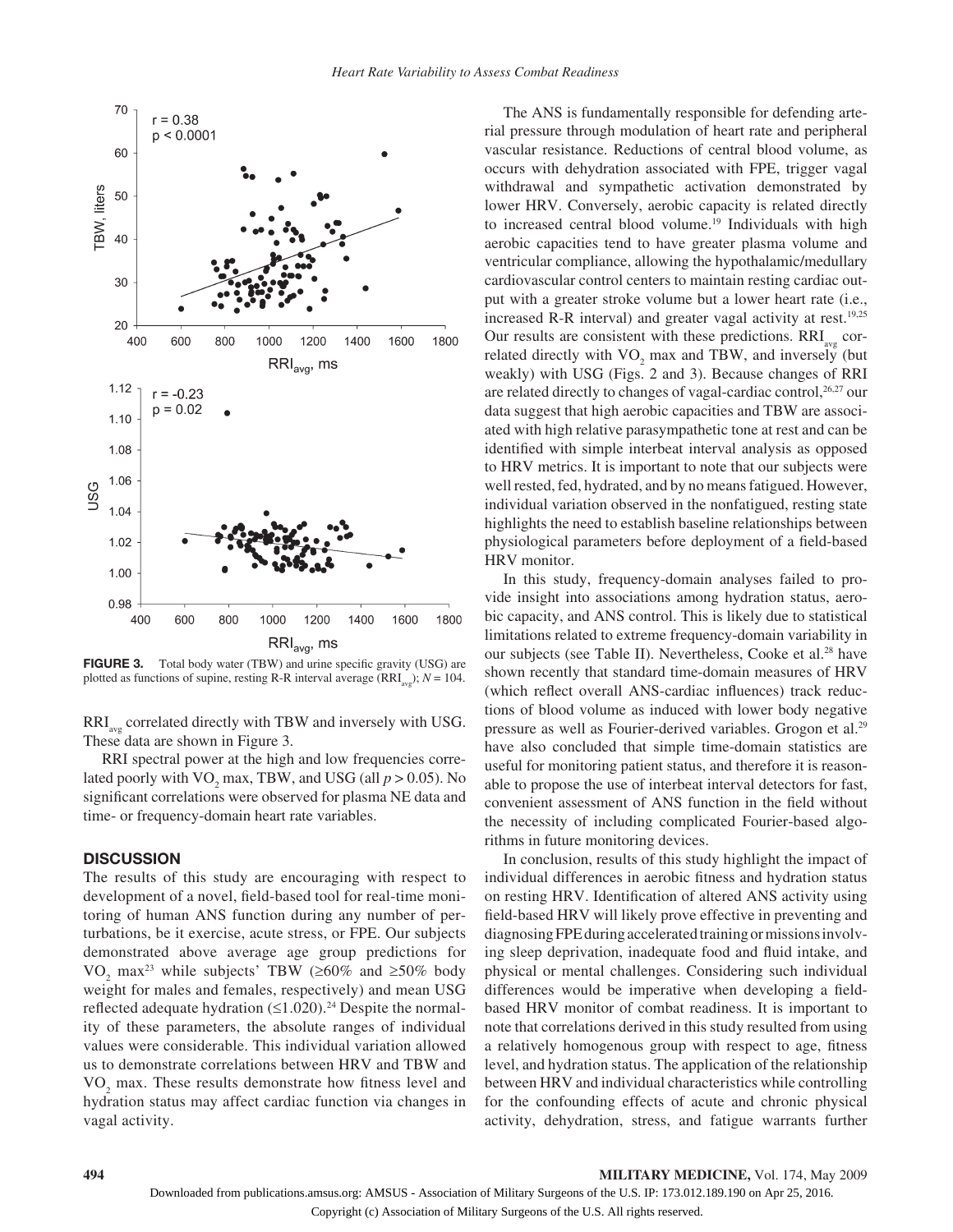r = 0.38
p < 0.0001

TBW, liters

70
60
50
40
30
20

400 600 800 1000 1200 1400 1600 1800

$RRI_{avg}$, ms

r = -0.23
p = 0.02

USG

1.12
1.10
1.08
1.06
1.04
1.02
1.00
0.98

400 600 800 1000 1200 1400 1600 1800

$RRI_{avg}$, ms

**FIGURE 3.** Total body water (TBW) and urine specific gravity (USG) are plotted as functions of supine, resting R-R interval average ($RRI_{avg}$); $N = 104$.

$RRI_{avg}$ correlated directly with TBW and inversely with USG. These data are shown in Figure 3.

RRI spectral power at the high and low frequencies correlated poorly with $VO_2$ max, TBW, and USG (all $p > 0.05$). No significant correlations were observed for plasma NE data and time- or frequency-domain heart rate variables.

## DISCUSSION

The results of this study are encouraging with respect to development of a novel, field-based tool for real-time monitoring of human ANS function during any number of perturbations, be it exercise, acute stress, or FPE. Our subjects demonstrated above average age group predictions for $VO_2$ max[23] while subjects' TBW (≥60% and ≥50% body weight for males and females, respectively) and mean USG reflected adequate hydration (≤1.020).[24] Despite the normality of these parameters, the absolute ranges of individual values were considerable. This individual variation allowed us to demonstrate correlations between HRV and TBW and $VO_2$ max. These results demonstrate how fitness level and hydration status may affect cardiac function via changes in vagal activity.

The ANS is fundamentally responsible for defending arterial pressure through modulation of heart rate and peripheral vascular resistance. Reductions of central blood volume, as occurs with dehydration associated with FPE, trigger vagal withdrawal and sympathetic activation demonstrated by lower HRV. Conversely, aerobic capacity is related directly to increased central blood volume.[19] Individuals with high aerobic capacities tend to have greater plasma volume and ventricular compliance, allowing the hypothalamic/medullary cardiovascular control centers to maintain resting cardiac output with a greater stroke volume but a lower heart rate (i.e., increased R-R interval) and greater vagal activity at rest.[19,25] Our results are consistent with these predictions. $RRI_{avg}$ correlated directly with $VO_2$ max and TBW, and inversely (but weakly) with USG (Figs. 2 and 3). Because changes of RRI are related directly to changes of vagal-cardiac control,[26,27] our data suggest that high aerobic capacities and TBW are associated with high relative parasympathetic tone at rest and can be identified with simple interbeat interval analysis as opposed to HRV metrics. It is important to note that our subjects were well rested, fed, hydrated, and by no means fatigued. However, individual variation observed in the nonfatigued, resting state highlights the need to establish baseline relationships between physiological parameters before deployment of a field-based HRV monitor.

In this study, frequency-domain analyses failed to provide insight into associations among hydration status, aerobic capacity, and ANS control. This is likely due to statistical limitations related to extreme frequency-domain variability in our subjects (see Table II). Nevertheless, Cooke et al.[28] have shown recently that standard time-domain measures of HRV (which reflect overall ANS-cardiac influences) track reductions of blood volume as induced with lower body negative pressure as well as Fourier-derived variables. Grogon et al.[29] have also concluded that simple time-domain statistics are useful for monitoring patient status, and therefore it is reasonable to propose the use of interbeat interval detectors for fast, convenient assessment of ANS function in the field without the necessity of including complicated Fourier-based algorithms in future monitoring devices.

In conclusion, results of this study highlight the impact of individual differences in aerobic fitness and hydration status on resting HRV. Identification of altered ANS activity using field-based HRV will likely prove effective in preventing and diagnosing FPE during accelerated training or missions involving sleep deprivation, inadequate food and fluid intake, and physical or mental challenges. Considering such individual differences would be imperative when developing a field-based HRV monitor of combat readiness. It is important to note that correlations derived in this study resulted from using a relatively homogenous group with respect to age, fitness level, and hydration status. The application of the relationship between HRV and individual characteristics while controlling for the confounding effects of acute and chronic physical activity, dehydration, stress, and fatigue warrants further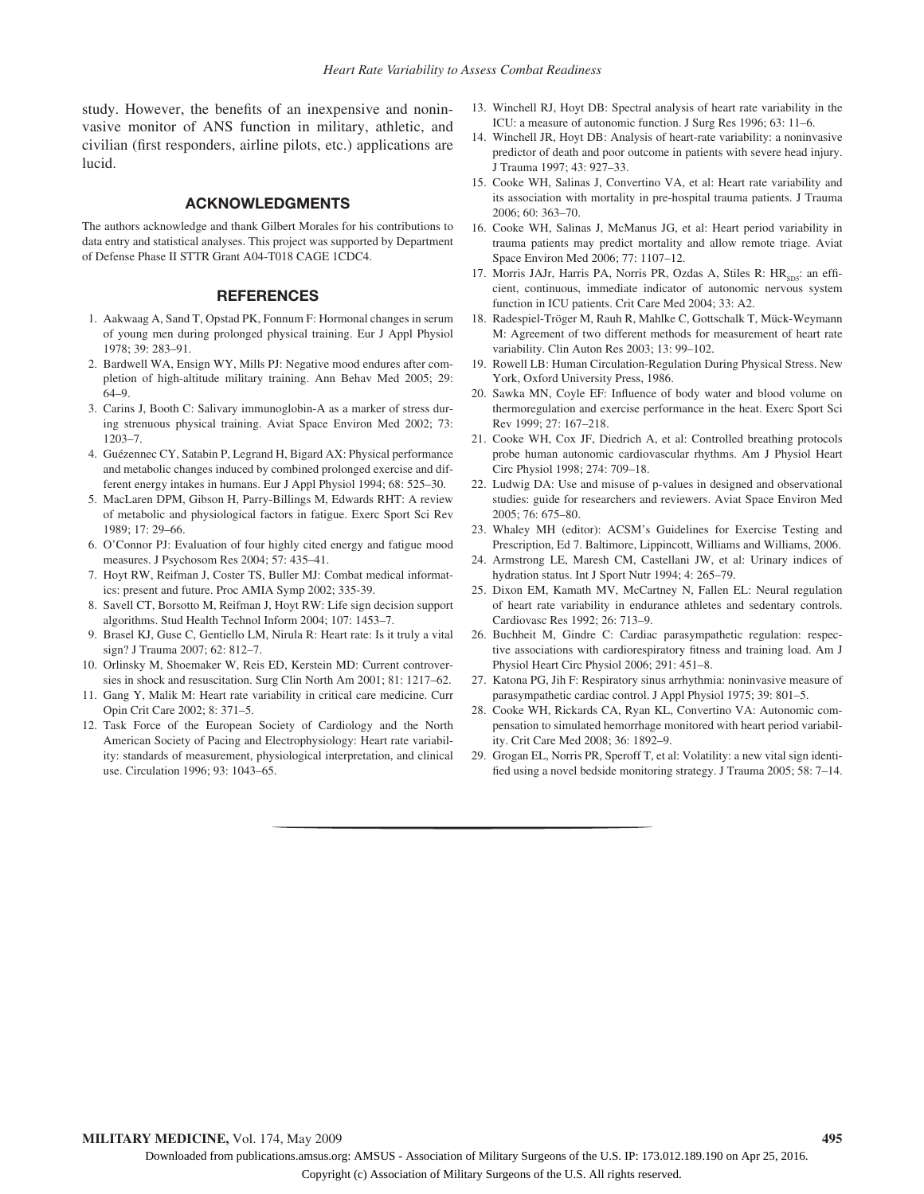study. However, the benefits of an inexpensive and noninvasive monitor of ANS function in military, athletic, and civilian (first responders, airline pilots, etc.) applications are lucid.

## ACKNOWLEDGMENTS

The authors acknowledge and thank Gilbert Morales for his contributions to data entry and statistical analyses. This project was supported by Department of Defense Phase II STTR Grant A04-T018 CAGE 1CDC4.

## REFERENCES

1. Aakwaag A, Sand T, Opstad PK, Fonnum F: Hormonal changes in serum of young men during prolonged physical training. Eur J Appl Physiol 1978; 39: 283–91.
2. Bardwell WA, Ensign WY, Mills PJ: Negative mood endures after completion of high-altitude military training. Ann Behav Med 2005; 29: 64–9.
3. Carins J, Booth C: Salivary immunoglobin-A as a marker of stress during strenuous physical training. Aviat Space Environ Med 2002; 73: 1203–7.
4. Guézennec CY, Satabin P, Legrand H, Bigard AX: Physical performance and metabolic changes induced by combined prolonged exercise and different energy intakes in humans. Eur J Appl Physiol 1994; 68: 525–30.
5. MacLaren DPM, Gibson H, Parry-Billings M, Edwards RHT: A review of metabolic and physiological factors in fatigue. Exerc Sport Sci Rev 1989; 17: 29–66.
6. O'Connor PJ: Evaluation of four highly cited energy and fatigue mood measures. J Psychosom Res 2004; 57: 435–41.
7. Hoyt RW, Reifman J, Coster TS, Buller MJ: Combat medical informatics: present and future. Proc AMIA Symp 2002; 335-39.
8. Savell CT, Borsotto M, Reifman J, Hoyt RW: Life sign decision support algorithms. Stud Health Technol Inform 2004; 107: 1453–7.
9. Brasel KJ, Guse C, Gentiello LM, Nirula R: Heart rate: Is it truly a vital sign? J Trauma 2007; 62: 812–7.
10. Orlinsky M, Shoemaker W, Reis ED, Kerstein MD: Current controversies in shock and resuscitation. Surg Clin North Am 2001; 81: 1217–62.
11. Gang Y, Malik M: Heart rate variability in critical care medicine. Curr Opin Crit Care 2002; 8: 371–5.
12. Task Force of the European Society of Cardiology and the North American Society of Pacing and Electrophysiology: Heart rate variability: standards of measurement, physiological interpretation, and clinical use. Circulation 1996; 93: 1043–65.
13. Winchell RJ, Hoyt DB: Spectral analysis of heart rate variability in the ICU: a measure of autonomic function. J Surg Res 1996; 63: 11–6.
14. Winchell JR, Hoyt DB: Analysis of heart-rate variability: a noninvasive predictor of death and poor outcome in patients with severe head injury. J Trauma 1997; 43: 927–33.
15. Cooke WH, Salinas J, Convertino VA, et al: Heart rate variability and its association with mortality in pre-hospital trauma patients. J Trauma 2006; 60: 363–70.
16. Cooke WH, Salinas J, McManus JG, et al: Heart period variability in trauma patients may predict mortality and allow remote triage. Aviat Space Environ Med 2006; 77: 1107–12.
17. Morris JAJr, Harris PA, Norris PR, Ozdas A, Stiles R: $HR_{SD5}$: an efficient, continuous, immediate indicator of autonomic nervous system function in ICU patients. Crit Care Med 2004; 33: A2.
18. Radespiel-Tröger M, Rauh R, Mahlke C, Gottschalk T, Mück-Weymann M: Agreement of two different methods for measurement of heart rate variability. Clin Auton Res 2003; 13: 99–102.
19. Rowell LB: Human Circulation-Regulation During Physical Stress. New York, Oxford University Press, 1986.
20. Sawka MN, Coyle EF: Influence of body water and blood volume on thermoregulation and exercise performance in the heat. Exerc Sport Sci Rev 1999; 27: 167–218.
21. Cooke WH, Cox JF, Diedrich A, et al: Controlled breathing protocols probe human autonomic cardiovascular rhythms. Am J Physiol Heart Circ Physiol 1998; 274: 709–18.
22. Ludwig DA: Use and misuse of p-values in designed and observational studies: guide for researchers and reviewers. Aviat Space Environ Med 2005; 76: 675–80.
23. Whaley MH (editor): ACSM's Guidelines for Exercise Testing and Prescription, Ed 7. Baltimore, Lippincott, Williams and Williams, 2006.
24. Armstrong LE, Maresh CM, Castellani JW, et al: Urinary indices of hydration status. Int J Sport Nutr 1994; 4: 265–79.
25. Dixon EM, Kamath MV, McCartney N, Fallen EL: Neural regulation of heart rate variability in endurance athletes and sedentary controls. Cardiovasc Res 1992; 26: 713–9.
26. Buchheit M, Gindre C: Cardiac parasympathetic regulation: respective associations with cardiorespiratory fitness and training load. Am J Physiol Heart Circ Physiol 2006; 291: 451–8.
27. Katona PG, Jih F: Respiratory sinus arrhythmia: noninvasive measure of parasympathetic cardiac control. J Appl Physiol 1975; 39: 801–5.
28. Cooke WH, Rickards CA, Ryan KL, Convertino VA: Autonomic compensation to simulated hemorrhage monitored with heart period variability. Crit Care Med 2008; 36: 1892–9.
29. Grogan EL, Norris PR, Speroff T, et al: Volatility: a new vital sign identified using a novel bedside monitoring strategy. J Trauma 2005; 58: 7–14.